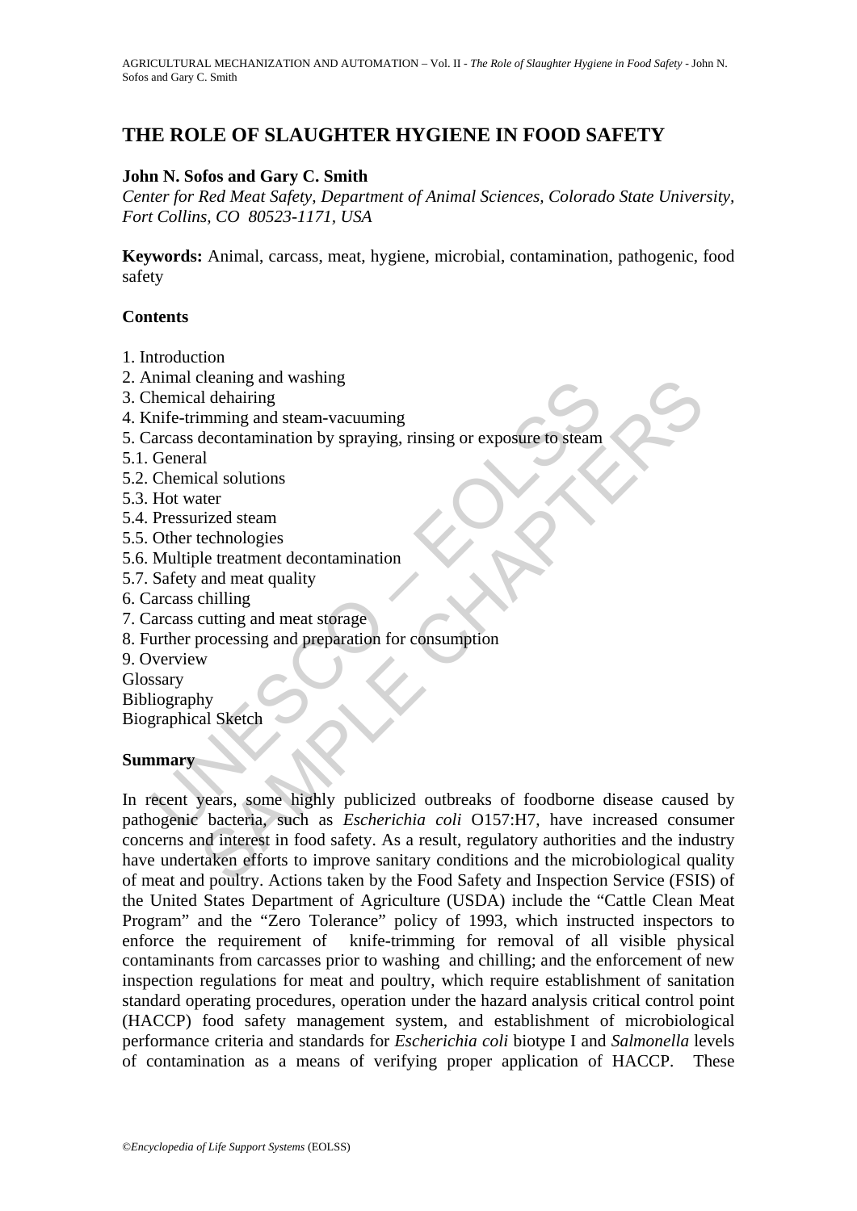# THE ROLE OF SLAUGHTER HYGIENE IN FOOD SAFETY

**John N. Sofos and Gary C. Smith**

*Center for Red Meat Safety, Department of Animal Sciences, Colorado State University, Fort Collins, CO 80523-1171, USA*

**Keywords:** Animal, carcass, meat, hygiene, microbial, contamination, pathogenic, food safety

## Contents

1. Introduction
2. Animal cleaning and washing
3. Chemical dehairing
4. Knife-trimming and steam-vacuuming
5. Carcass decontamination by spraying, rinsing or exposure to steam
5.1. General
5.2. Chemical solutions
5.3. Hot water
5.4. Pressurized steam
5.5. Other technologies
5.6. Multiple treatment decontamination
5.7. Safety and meat quality
6. Carcass chilling
7. Carcass cutting and meat storage
8. Further processing and preparation for consumption
9. Overview

Glossary

Bibliography

Biographical Sketch

## Summary

In recent years, some highly publicized outbreaks of foodborne disease caused by pathogenic bacteria, such as *Escherichia coli* O157:H7, have increased consumer concerns and interest in food safety. As a result, regulatory authorities and the industry have undertaken efforts to improve sanitary conditions and the microbiological quality of meat and poultry. Actions taken by the Food Safety and Inspection Service (FSIS) of the United States Department of Agriculture (USDA) include the "Cattle Clean Meat Program" and the "Zero Tolerance" policy of 1993, which instructed inspectors to enforce the requirement of knife-trimming for removal of all visible physical contaminants from carcasses prior to washing and chilling; and the enforcement of new inspection regulations for meat and poultry, which require establishment of sanitation standard operating procedures, operation under the hazard analysis critical control point (HACCP) food safety management system, and establishment of microbiological performance criteria and standards for *Escherichia coli* biotype I and *Salmonella* levels of contamination as a means of verifying proper application of HACCP. These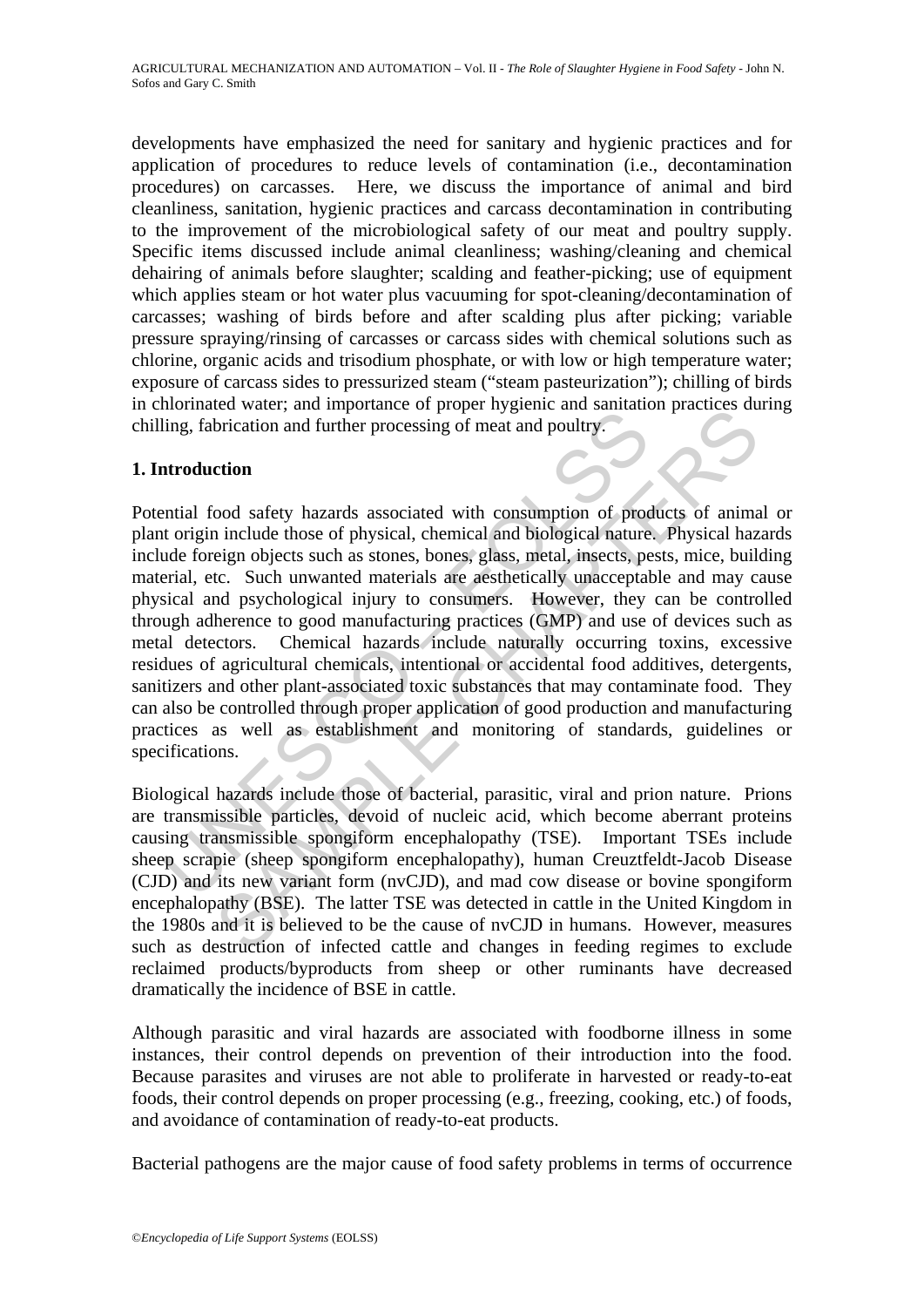developments have emphasized the need for sanitary and hygienic practices and for application of procedures to reduce levels of contamination (i.e., decontamination procedures) on carcasses. Here, we discuss the importance of animal and bird cleanliness, sanitation, hygienic practices and carcass decontamination in contributing to the improvement of the microbiological safety of our meat and poultry supply. Specific items discussed include animal cleanliness; washing/cleaning and chemical dehairing of animals before slaughter; scalding and feather-picking; use of equipment which applies steam or hot water plus vacuuming for spot-cleaning/decontamination of carcasses; washing of birds before and after scalding plus after picking; variable pressure spraying/rinsing of carcasses or carcass sides with chemical solutions such as chlorine, organic acids and trisodium phosphate, or with low or high temperature water; exposure of carcass sides to pressurized steam ("steam pasteurization"); chilling of birds in chlorinated water; and importance of proper hygienic and sanitation practices during chilling, fabrication and further processing of meat and poultry.

## 1. Introduction

Potential food safety hazards associated with consumption of products of animal or plant origin include those of physical, chemical and biological nature. Physical hazards include foreign objects such as stones, bones, glass, metal, insects, pests, mice, building material, etc. Such unwanted materials are aesthetically unacceptable and may cause physical and psychological injury to consumers. However, they can be controlled through adherence to good manufacturing practices (GMP) and use of devices such as metal detectors. Chemical hazards include naturally occurring toxins, excessive residues of agricultural chemicals, intentional or accidental food additives, detergents, sanitizers and other plant-associated toxic substances that may contaminate food. They can also be controlled through proper application of good production and manufacturing practices as well as establishment and monitoring of standards, guidelines or specifications.

Biological hazards include those of bacterial, parasitic, viral and prion nature. Prions are transmissible particles, devoid of nucleic acid, which become aberrant proteins causing transmissible spongiform encephalopathy (TSE). Important TSEs include sheep scrapie (sheep spongiform encephalopathy), human Creuztfeldt-Jacob Disease (CJD) and its new variant form (nvCJD), and mad cow disease or bovine spongiform encephalopathy (BSE). The latter TSE was detected in cattle in the United Kingdom in the 1980s and it is believed to be the cause of nvCJD in humans. However, measures such as destruction of infected cattle and changes in feeding regimes to exclude reclaimed products/byproducts from sheep or other ruminants have decreased dramatically the incidence of BSE in cattle.

Although parasitic and viral hazards are associated with foodborne illness in some instances, their control depends on prevention of their introduction into the food. Because parasites and viruses are not able to proliferate in harvested or ready-to-eat foods, their control depends on proper processing (e.g., freezing, cooking, etc.) of foods, and avoidance of contamination of ready-to-eat products.

Bacterial pathogens are the major cause of food safety problems in terms of occurrence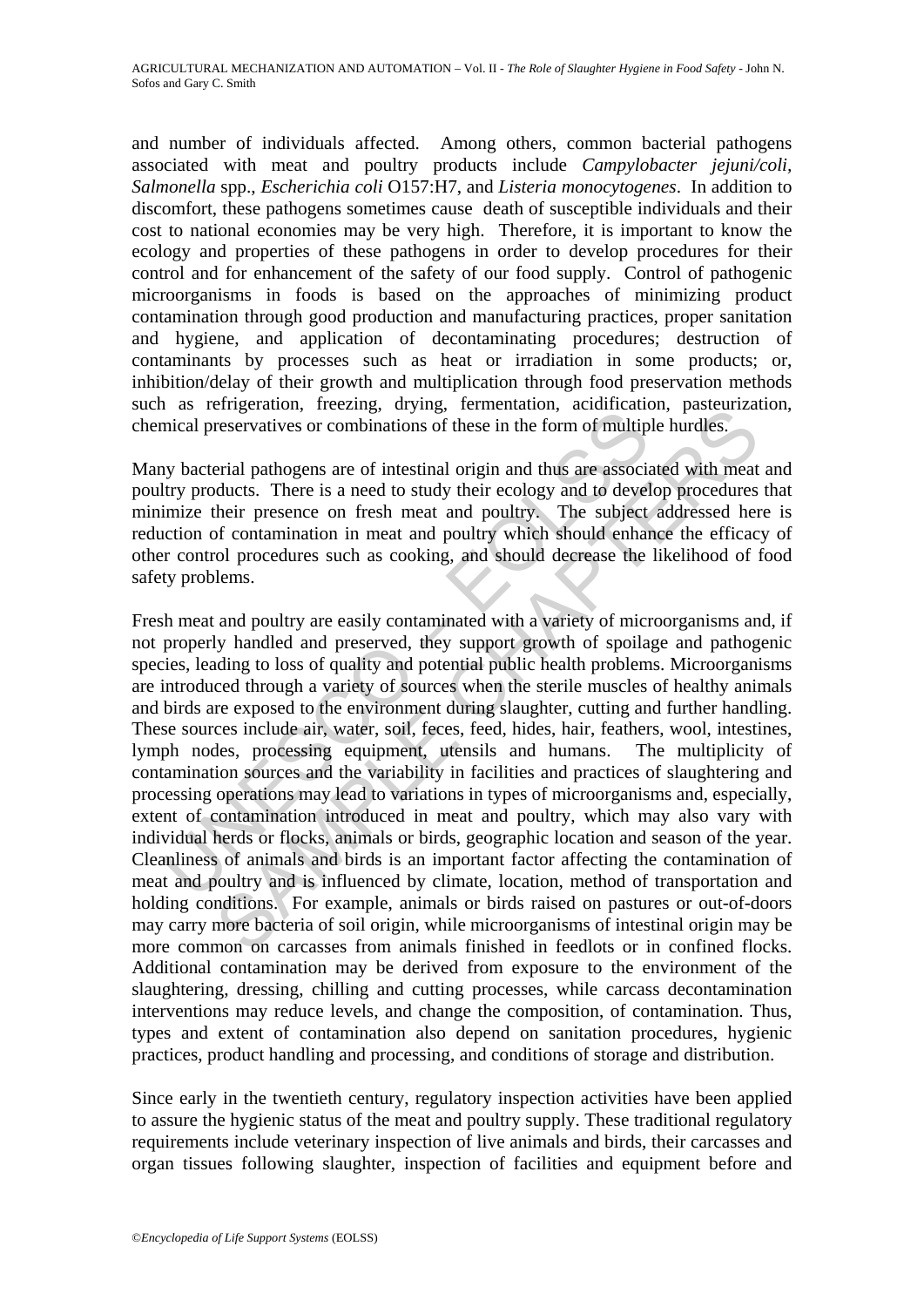and number of individuals affected. Among others, common bacterial pathogens associated with meat and poultry products include *Campylobacter jejuni/coli*, *Salmonella* spp., *Escherichia coli* O157:H7, and *Listeria monocytogenes*. In addition to discomfort, these pathogens sometimes cause death of susceptible individuals and their cost to national economies may be very high. Therefore, it is important to know the ecology and properties of these pathogens in order to develop procedures for their control and for enhancement of the safety of our food supply. Control of pathogenic microorganisms in foods is based on the approaches of minimizing product contamination through good production and manufacturing practices, proper sanitation and hygiene, and application of decontaminating procedures; destruction of contaminants by processes such as heat or irradiation in some products; or, inhibition/delay of their growth and multiplication through food preservation methods such as refrigeration, freezing, drying, fermentation, acidification, pasteurization, chemical preservatives or combinations of these in the form of multiple hurdles.

Many bacterial pathogens are of intestinal origin and thus are associated with meat and poultry products. There is a need to study their ecology and to develop procedures that minimize their presence on fresh meat and poultry. The subject addressed here is reduction of contamination in meat and poultry which should enhance the efficacy of other control procedures such as cooking, and should decrease the likelihood of food safety problems.

Fresh meat and poultry are easily contaminated with a variety of microorganisms and, if not properly handled and preserved, they support growth of spoilage and pathogenic species, leading to loss of quality and potential public health problems. Microorganisms are introduced through a variety of sources when the sterile muscles of healthy animals and birds are exposed to the environment during slaughter, cutting and further handling. These sources include air, water, soil, feces, feed, hides, hair, feathers, wool, intestines, lymph nodes, processing equipment, utensils and humans. The multiplicity of contamination sources and the variability in facilities and practices of slaughtering and processing operations may lead to variations in types of microorganisms and, especially, extent of contamination introduced in meat and poultry, which may also vary with individual herds or flocks, animals or birds, geographic location and season of the year. Cleanliness of animals and birds is an important factor affecting the contamination of meat and poultry and is influenced by climate, location, method of transportation and holding conditions. For example, animals or birds raised on pastures or out-of-doors may carry more bacteria of soil origin, while microorganisms of intestinal origin may be more common on carcasses from animals finished in feedlots or in confined flocks. Additional contamination may be derived from exposure to the environment of the slaughtering, dressing, chilling and cutting processes, while carcass decontamination interventions may reduce levels, and change the composition, of contamination. Thus, types and extent of contamination also depend on sanitation procedures, hygienic practices, product handling and processing, and conditions of storage and distribution.

Since early in the twentieth century, regulatory inspection activities have been applied to assure the hygienic status of the meat and poultry supply. These traditional regulatory requirements include veterinary inspection of live animals and birds, their carcasses and organ tissues following slaughter, inspection of facilities and equipment before and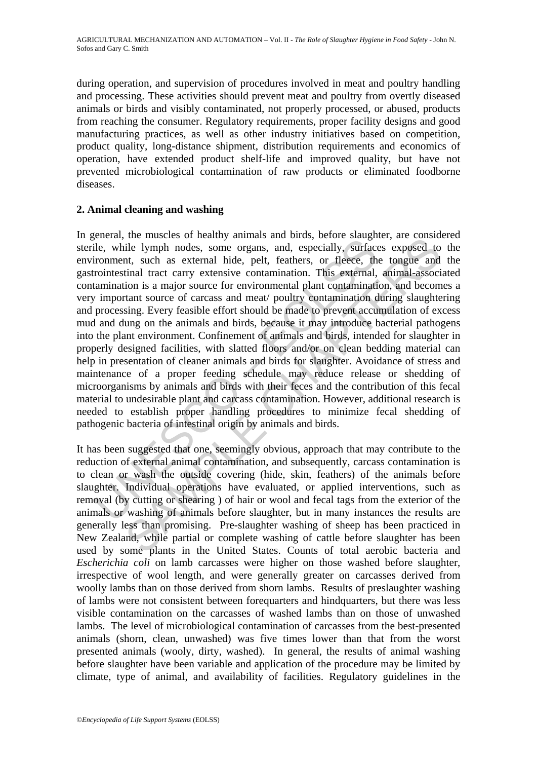during operation, and supervision of procedures involved in meat and poultry handling and processing. These activities should prevent meat and poultry from overtly diseased animals or birds and visibly contaminated, not properly processed, or abused, products from reaching the consumer. Regulatory requirements, proper facility designs and good manufacturing practices, as well as other industry initiatives based on competition, product quality, long-distance shipment, distribution requirements and economics of operation, have extended product shelf-life and improved quality, but have not prevented microbiological contamination of raw products or eliminated foodborne diseases.

## 2. Animal cleaning and washing

In general, the muscles of healthy animals and birds, before slaughter, are considered sterile, while lymph nodes, some organs, and, especially, surfaces exposed to the environment, such as external hide, pelt, feathers, or fleece, the tongue and the gastrointestinal tract carry extensive contamination. This external, animal-associated contamination is a major source for environmental plant contamination, and becomes a very important source of carcass and meat/ poultry contamination during slaughtering and processing. Every feasible effort should be made to prevent accumulation of excess mud and dung on the animals and birds, because it may introduce bacterial pathogens into the plant environment. Confinement of animals and birds, intended for slaughter in properly designed facilities, with slatted floors and/or on clean bedding material can help in presentation of cleaner animals and birds for slaughter. Avoidance of stress and maintenance of a proper feeding schedule may reduce release or shedding of microorganisms by animals and birds with their feces and the contribution of this fecal material to undesirable plant and carcass contamination. However, additional research is needed to establish proper handling procedures to minimize fecal shedding of pathogenic bacteria of intestinal origin by animals and birds.

It has been suggested that one, seemingly obvious, approach that may contribute to the reduction of external animal contamination, and subsequently, carcass contamination is to clean or wash the outside covering (hide, skin, feathers) of the animals before slaughter. Individual operations have evaluated, or applied interventions, such as removal (by cutting or shearing ) of hair or wool and fecal tags from the exterior of the animals or washing of animals before slaughter, but in many instances the results are generally less than promising. Pre-slaughter washing of sheep has been practiced in New Zealand, while partial or complete washing of cattle before slaughter has been used by some plants in the United States. Counts of total aerobic bacteria and *Escherichia coli* on lamb carcasses were higher on those washed before slaughter, irrespective of wool length, and were generally greater on carcasses derived from woolly lambs than on those derived from shorn lambs. Results of preslaughter washing of lambs were not consistent between forequarters and hindquarters, but there was less visible contamination on the carcasses of washed lambs than on those of unwashed lambs. The level of microbiological contamination of carcasses from the best-presented animals (shorn, clean, unwashed) was five times lower than that from the worst presented animals (wooly, dirty, washed). In general, the results of animal washing before slaughter have been variable and application of the procedure may be limited by climate, type of animal, and availability of facilities. Regulatory guidelines in the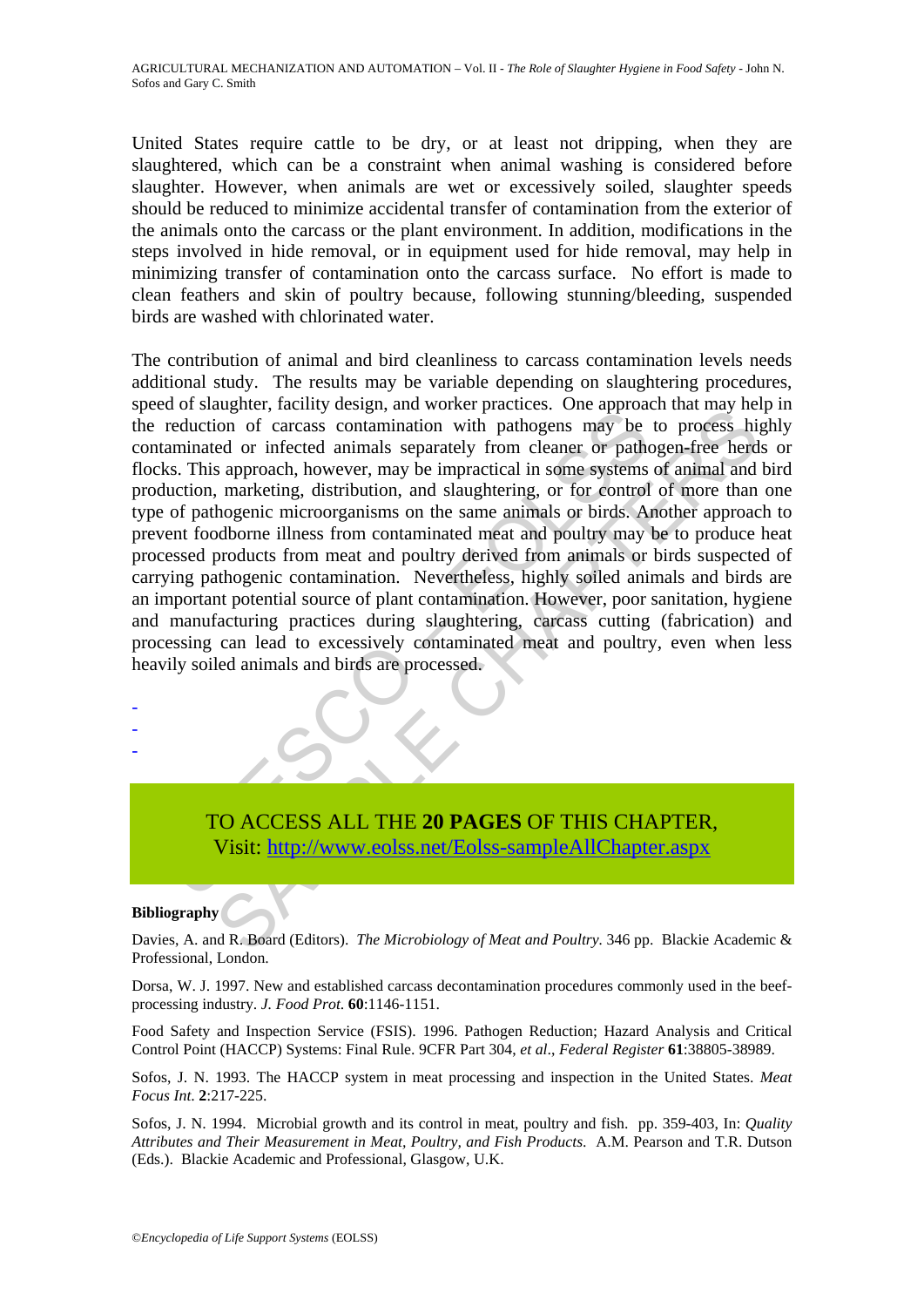United States require cattle to be dry, or at least not dripping, when they are slaughtered, which can be a constraint when animal washing is considered before slaughter. However, when animals are wet or excessively soiled, slaughter speeds should be reduced to minimize accidental transfer of contamination from the exterior of the animals onto the carcass or the plant environment. In addition, modifications in the steps involved in hide removal, or in equipment used for hide removal, may help in minimizing transfer of contamination onto the carcass surface. No effort is made to clean feathers and skin of poultry because, following stunning/bleeding, suspended birds are washed with chlorinated water.

The contribution of animal and bird cleanliness to carcass contamination levels needs additional study. The results may be variable depending on slaughtering procedures, speed of slaughter, facility design, and worker practices. One approach that may help in the reduction of carcass contamination with pathogens may be to process highly contaminated or infected animals separately from cleaner or pathogen-free herds or flocks. This approach, however, may be impractical in some systems of animal and bird production, marketing, distribution, and slaughtering, or for control of more than one type of pathogenic microorganisms on the same animals or birds. Another approach to prevent foodborne illness from contaminated meat and poultry may be to produce heat processed products from meat and poultry derived from animals or birds suspected of carrying pathogenic contamination. Nevertheless, highly soiled animals and birds are an important potential source of plant contamination. However, poor sanitation, hygiene and manufacturing practices during slaughtering, carcass cutting (fabrication) and processing can lead to excessively contaminated meat and poultry, even when less heavily soiled animals and birds are processed.

-
-
-

TO ACCESS ALL THE **20 PAGES** OF THIS CHAPTER,
Visit: http://www.eolss.net/Eolss-sampleAllChapter.aspx

**Bibliography**

Davies, A. and R. Board (Editors). *The Microbiology of Meat and Poultry.* 346 pp. Blackie Academic & Professional, London.

Dorsa, W. J. 1997. New and established carcass decontamination procedures commonly used in the beef-processing industry. *J. Food Prot.* **60**:1146-1151.

Food Safety and Inspection Service (FSIS). 1996. Pathogen Reduction; Hazard Analysis and Critical Control Point (HACCP) Systems: Final Rule. 9CFR Part 304, *et al*., *Federal Register* **61**:38805-38989.

Sofos, J. N. 1993. The HACCP system in meat processing and inspection in the United States. *Meat Focus Int*. **2**:217-225.

Sofos, J. N. 1994. Microbial growth and its control in meat, poultry and fish. pp. 359-403, In: *Quality Attributes and Their Measurement in Meat, Poultry, and Fish Products.* A.M. Pearson and T.R. Dutson (Eds.). Blackie Academic and Professional, Glasgow, U.K.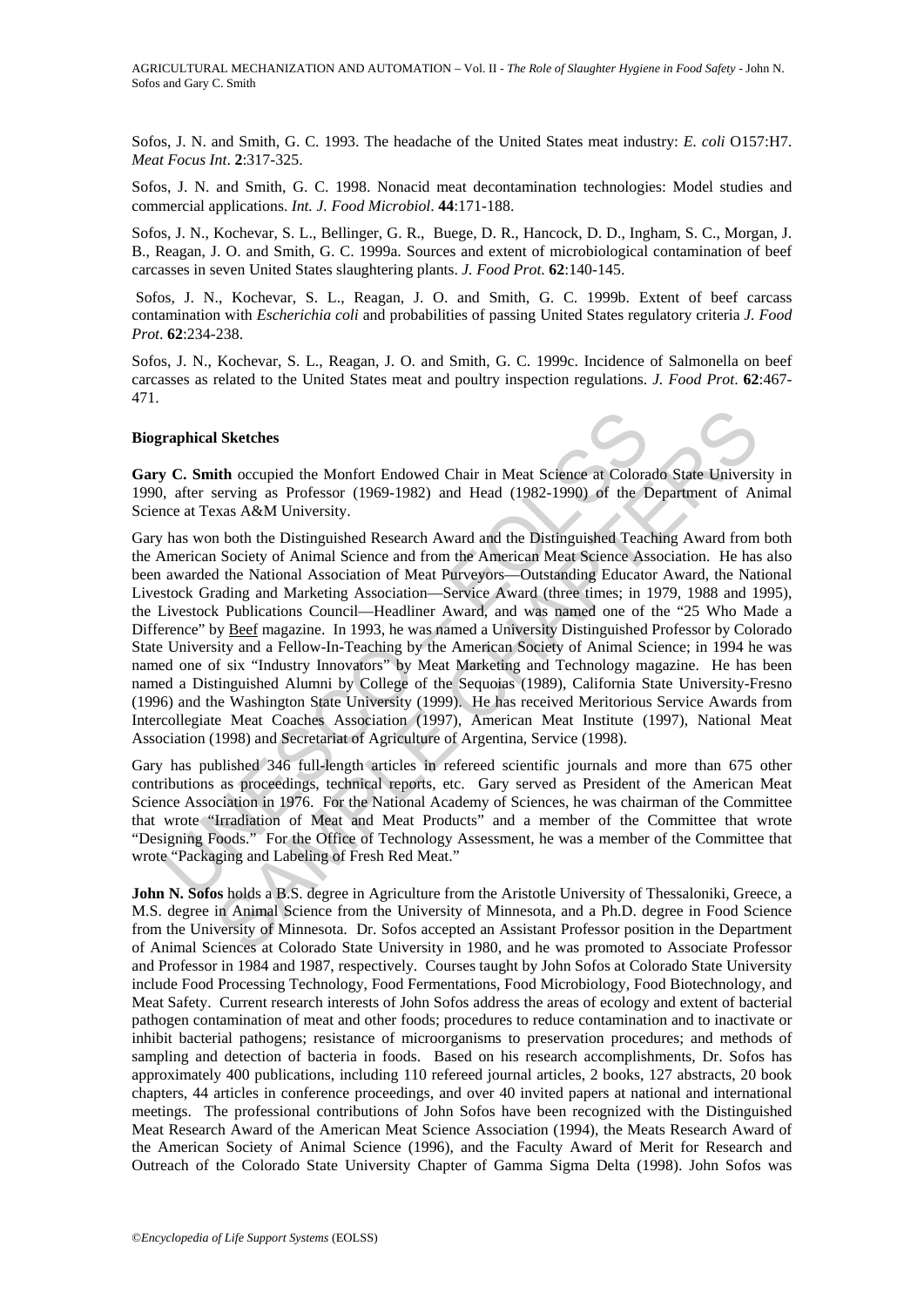Sofos, J. N. and Smith, G. C. 1993. The headache of the United States meat industry: *E. coli* O157:H7. *Meat Focus Int*. **2**:317-325.

Sofos, J. N. and Smith, G. C. 1998. Nonacid meat decontamination technologies: Model studies and commercial applications. *Int. J. Food Microbiol*. **44**:171-188.

Sofos, J. N., Kochevar, S. L., Bellinger, G. R., Buege, D. R., Hancock, D. D., Ingham, S. C., Morgan, J. B., Reagan, J. O. and Smith, G. C. 1999a. Sources and extent of microbiological contamination of beef carcasses in seven United States slaughtering plants. *J. Food Prot*. **62**:140-145.

Sofos, J. N., Kochevar, S. L., Reagan, J. O. and Smith, G. C. 1999b. Extent of beef carcass contamination with *Escherichia coli* and probabilities of passing United States regulatory criteria *J. Food Prot*. **62**:234-238.

Sofos, J. N., Kochevar, S. L., Reagan, J. O. and Smith, G. C. 1999c. Incidence of Salmonella on beef carcasses as related to the United States meat and poultry inspection regulations. *J. Food Prot*. **62**:467-471.

**Biographical Sketches**

**Gary C. Smith** occupied the Monfort Endowed Chair in Meat Science at Colorado State University in 1990, after serving as Professor (1969-1982) and Head (1982-1990) of the Department of Animal Science at Texas A&M University.

Gary has won both the Distinguished Research Award and the Distinguished Teaching Award from both the American Society of Animal Science and from the American Meat Science Association. He has also been awarded the National Association of Meat Purveyors—Outstanding Educator Award, the National Livestock Grading and Marketing Association—Service Award (three times; in 1979, 1988 and 1995), the Livestock Publications Council—Headliner Award, and was named one of the "25 Who Made a Difference" by Beef magazine. In 1993, he was named a University Distinguished Professor by Colorado State University and a Fellow-In-Teaching by the American Society of Animal Science; in 1994 he was named one of six "Industry Innovators" by Meat Marketing and Technology magazine. He has been named a Distinguished Alumni by College of the Sequoias (1989), California State University-Fresno (1996) and the Washington State University (1999). He has received Meritorious Service Awards from Intercollegiate Meat Coaches Association (1997), American Meat Institute (1997), National Meat Association (1998) and Secretariat of Agriculture of Argentina, Service (1998).

Gary has published 346 full-length articles in refereed scientific journals and more than 675 other contributions as proceedings, technical reports, etc. Gary served as President of the American Meat Science Association in 1976. For the National Academy of Sciences, he was chairman of the Committee that wrote "Irradiation of Meat and Meat Products" and a member of the Committee that wrote "Designing Foods." For the Office of Technology Assessment, he was a member of the Committee that wrote "Packaging and Labeling of Fresh Red Meat."

**John N. Sofos** holds a B.S. degree in Agriculture from the Aristotle University of Thessaloniki, Greece, a M.S. degree in Animal Science from the University of Minnesota, and a Ph.D. degree in Food Science from the University of Minnesota. Dr. Sofos accepted an Assistant Professor position in the Department of Animal Sciences at Colorado State University in 1980, and he was promoted to Associate Professor and Professor in 1984 and 1987, respectively. Courses taught by John Sofos at Colorado State University include Food Processing Technology, Food Fermentations, Food Microbiology, Food Biotechnology, and Meat Safety. Current research interests of John Sofos address the areas of ecology and extent of bacterial pathogen contamination of meat and other foods; procedures to reduce contamination and to inactivate or inhibit bacterial pathogens; resistance of microorganisms to preservation procedures; and methods of sampling and detection of bacteria in foods. Based on his research accomplishments, Dr. Sofos has approximately 400 publications, including 110 refereed journal articles, 2 books, 127 abstracts, 20 book chapters, 44 articles in conference proceedings, and over 40 invited papers at national and international meetings. The professional contributions of John Sofos have been recognized with the Distinguished Meat Research Award of the American Meat Science Association (1994), the Meats Research Award of the American Society of Animal Science (1996), and the Faculty Award of Merit for Research and Outreach of the Colorado State University Chapter of Gamma Sigma Delta (1998). John Sofos was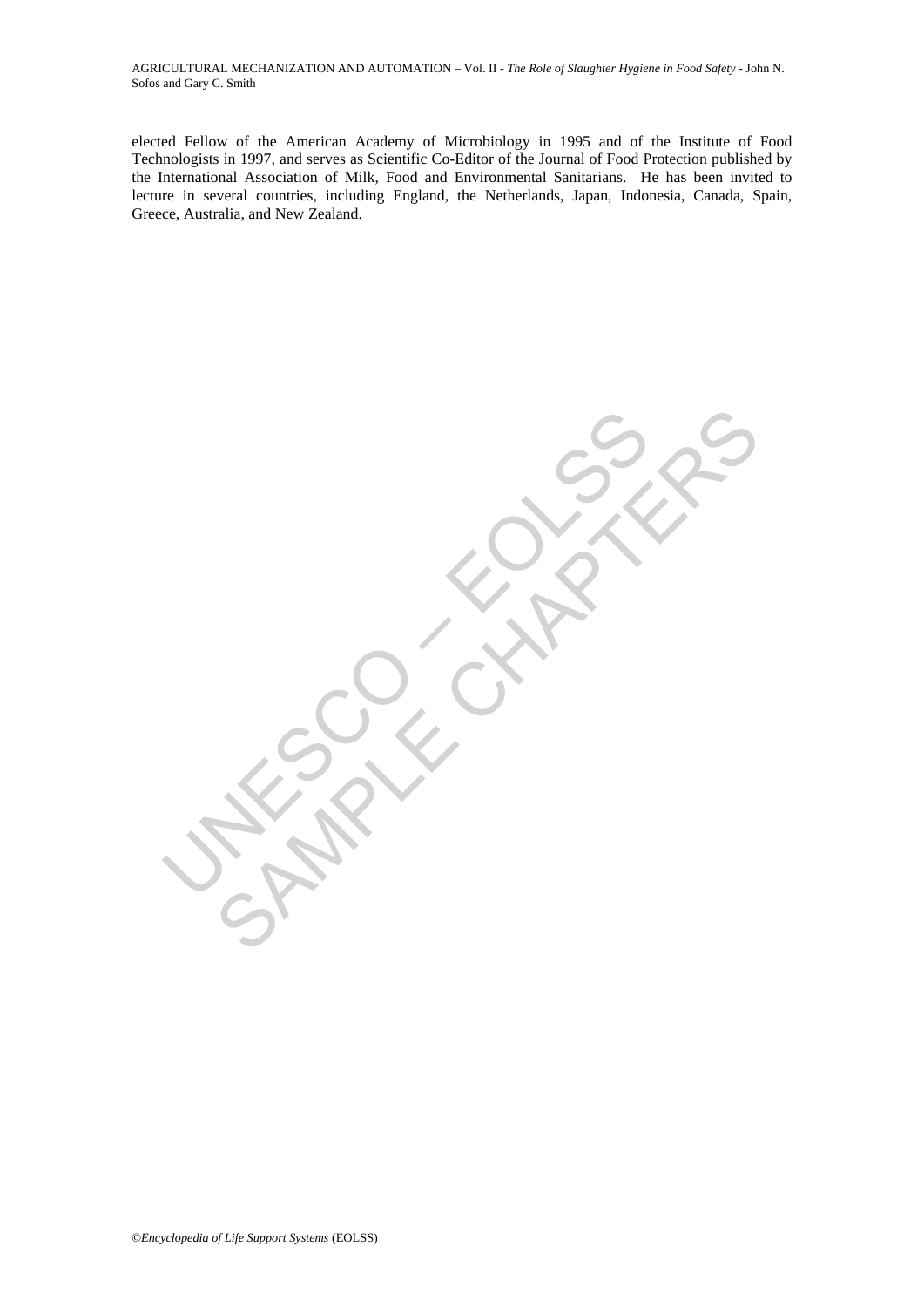elected Fellow of the American Academy of Microbiology in 1995 and of the Institute of Food Technologists in 1997, and serves as Scientific Co-Editor of the Journal of Food Protection published by the International Association of Milk, Food and Environmental Sanitarians. He has been invited to lecture in several countries, including England, the Netherlands, Japan, Indonesia, Canada, Spain, Greece, Australia, and New Zealand.